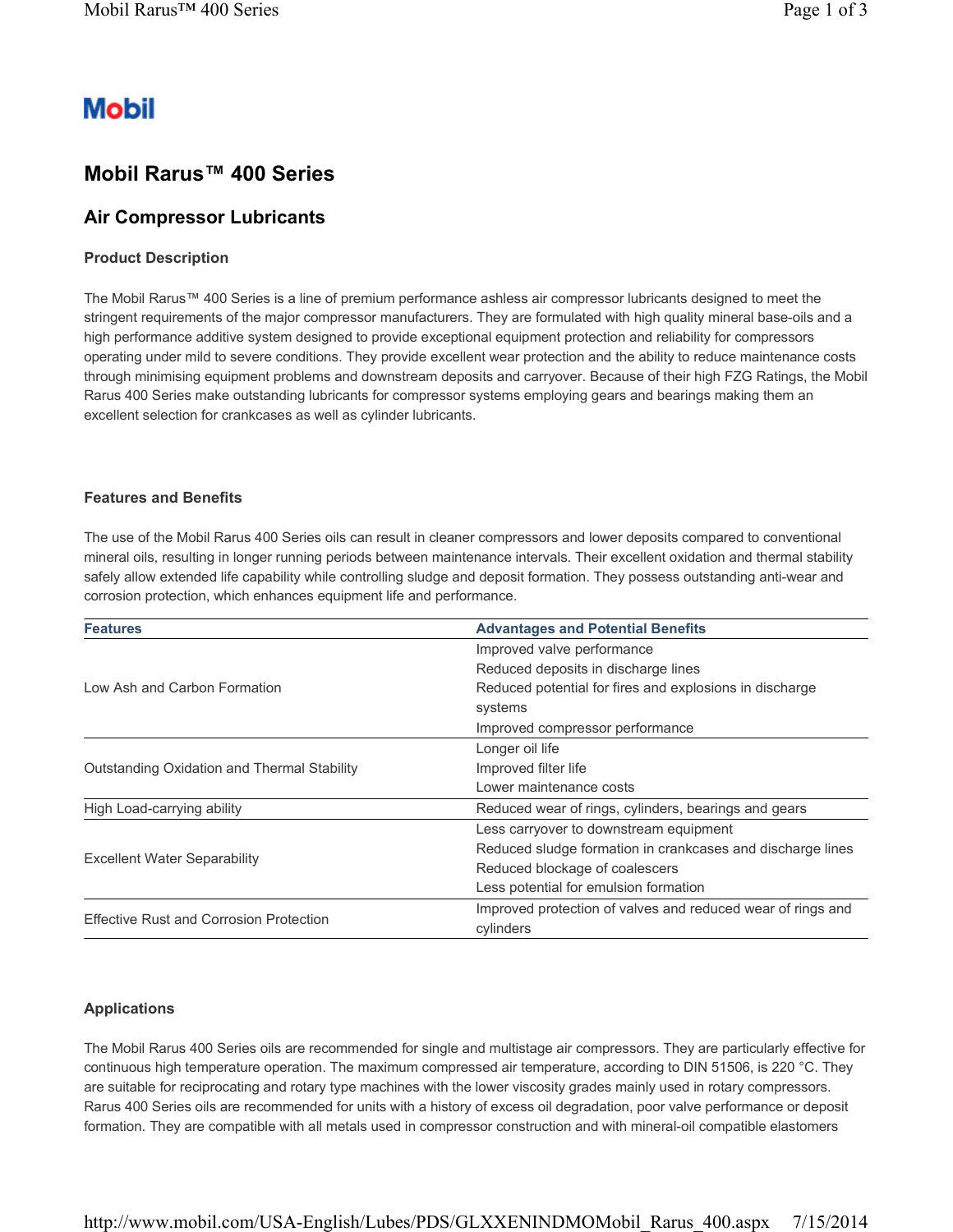**Mobil**

# Mobil Rarus™ 400 Series

## Air Compressor Lubricants

### Product Description

The Mobil Rarus™ 400 Series is a line of premium performance ashless air compressor lubricants designed to meet the stringent requirements of the major compressor manufacturers. They are formulated with high quality mineral base-oils and a high performance additive system designed to provide exceptional equipment protection and reliability for compressors operating under mild to severe conditions. They provide excellent wear protection and the ability to reduce maintenance costs through minimising equipment problems and downstream deposits and carryover. Because of their high FZG Ratings, the Mobil Rarus 400 Series make outstanding lubricants for compressor systems employing gears and bearings making them an excellent selection for crankcases as well as cylinder lubricants.

### Features and Benefits

The use of the Mobil Rarus 400 Series oils can result in cleaner compressors and lower deposits compared to conventional mineral oils, resulting in longer running periods between maintenance intervals. Their excellent oxidation and thermal stability safely allow extended life capability while controlling sludge and deposit formation. They possess outstanding anti-wear and corrosion protection, which enhances equipment life and performance.

| Features | Advantages and Potential Benefits |
|---|---|
| Low Ash and Carbon Formation | Improved valve performance<br>Reduced deposits in discharge lines<br>Reduced potential for fires and explosions in discharge systems<br>Improved compressor performance |
| Outstanding Oxidation and Thermal Stability | Longer oil life<br>Improved filter life<br>Lower maintenance costs |
| High Load-carrying ability | Reduced wear of rings, cylinders, bearings and gears |
| Excellent Water Separability | Less carryover to downstream equipment<br>Reduced sludge formation in crankcases and discharge lines<br>Reduced blockage of coalescers<br>Less potential for emulsion formation |
| Effective Rust and Corrosion Protection | Improved protection of valves and reduced wear of rings and cylinders |

### Applications

The Mobil Rarus 400 Series oils are recommended for single and multistage air compressors. They are particularly effective for continuous high temperature operation. The maximum compressed air temperature, according to DIN 51506, is 220 °C. They are suitable for reciprocating and rotary type machines with the lower viscosity grades mainly used in rotary compressors. Rarus 400 Series oils are recommended for units with a history of excess oil degradation, poor valve performance or deposit formation. They are compatible with all metals used in compressor construction and with mineral-oil compatible elastomers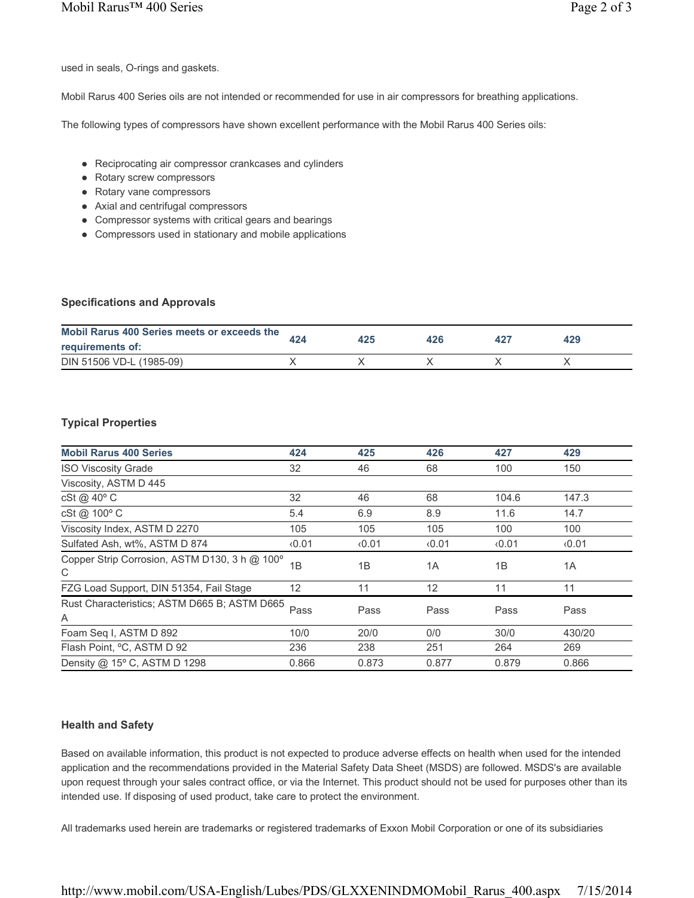used in seals, O-rings and gaskets.

Mobil Rarus 400 Series oils are not intended or recommended for use in air compressors for breathing applications.

The following types of compressors have shown excellent performance with the Mobil Rarus 400 Series oils:

- Reciprocating air compressor crankcases and cylinders
- Rotary screw compressors
- Rotary vane compressors
- Axial and centrifugal compressors
- Compressor systems with critical gears and bearings
- Compressors used in stationary and mobile applications

### Specifications and Approvals

| Mobil Rarus 400 Series meets or exceeds the requirements of: | 424 | 425 | 426 | 427 | 429 |
|---|---|---|---|---|---|
| DIN 51506 VD-L (1985-09) | X | X | X | X | X |

### Typical Properties

| Mobil Rarus 400 Series | 424 | 425 | 426 | 427 | 429 |
|---|---|---|---|---|---|
| ISO Viscosity Grade | 32 | 46 | 68 | 100 | 150 |
| Viscosity, ASTM D 445 | | | | | |
| cSt @ 40º C | 32 | 46 | 68 | 104.6 | 147.3 |
| cSt @ 100º C | 5.4 | 6.9 | 8.9 | 11.6 | 14.7 |
| Viscosity Index, ASTM D 2270 | 105 | 105 | 105 | 100 | 100 |
| Sulfated Ash, wt%, ASTM D 874 | ‹0.01 | ‹0.01 | ‹0.01 | ‹0.01 | ‹0.01 |
| Copper Strip Corrosion, ASTM D130, 3 h @ 100º C | 1B | 1B | 1A | 1B | 1A |
| FZG Load Support, DIN 51354, Fail Stage | 12 | 11 | 12 | 11 | 11 |
| Rust Characteristics; ASTM D665 B; ASTM D665 A | Pass | Pass | Pass | Pass | Pass |
| Foam Seq I, ASTM D 892 | 10/0 | 20/0 | 0/0 | 30/0 | 430/20 |
| Flash Point, ºC, ASTM D 92 | 236 | 238 | 251 | 264 | 269 |
| Density @ 15º C, ASTM D 1298 | 0.866 | 0.873 | 0.877 | 0.879 | 0.866 |

### Health and Safety

Based on available information, this product is not expected to produce adverse effects on health when used for the intended application and the recommendations provided in the Material Safety Data Sheet (MSDS) are followed. MSDS's are available upon request through your sales contract office, or via the Internet. This product should not be used for purposes other than its intended use. If disposing of used product, take care to protect the environment.

All trademarks used herein are trademarks or registered trademarks of Exxon Mobil Corporation or one of its subsidiaries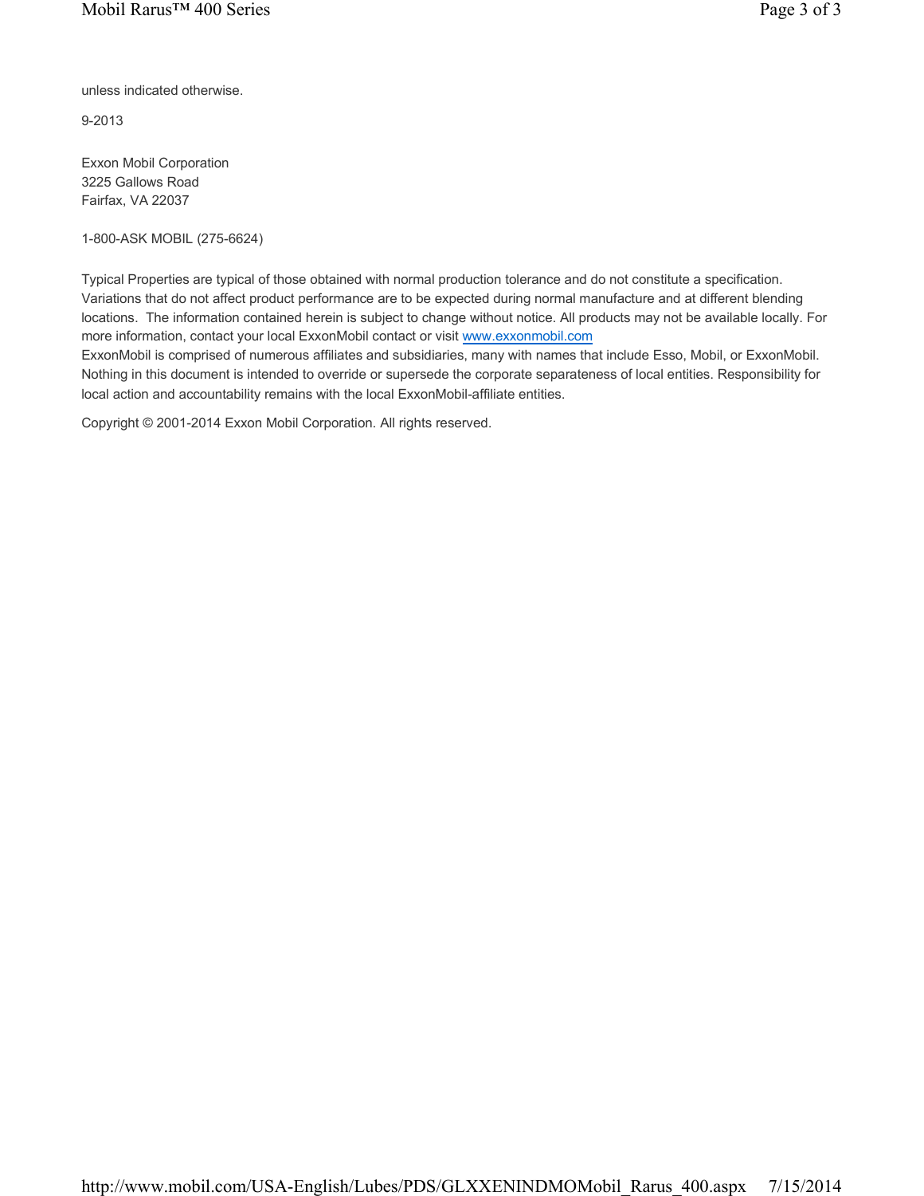unless indicated otherwise.

9-2013

Exxon Mobil Corporation
3225 Gallows Road
Fairfax, VA 22037

1-800-ASK MOBIL (275-6624)

Typical Properties are typical of those obtained with normal production tolerance and do not constitute a specification. Variations that do not affect product performance are to be expected during normal manufacture and at different blending locations. The information contained herein is subject to change without notice. All products may not be available locally. For more information, contact your local ExxonMobil contact or visit www.exxonmobil.com
ExxonMobil is comprised of numerous affiliates and subsidiaries, many with names that include Esso, Mobil, or ExxonMobil. Nothing in this document is intended to override or supersede the corporate separateness of local entities. Responsibility for local action and accountability remains with the local ExxonMobil-affiliate entities.

Copyright © 2001-2014 Exxon Mobil Corporation. All rights reserved.